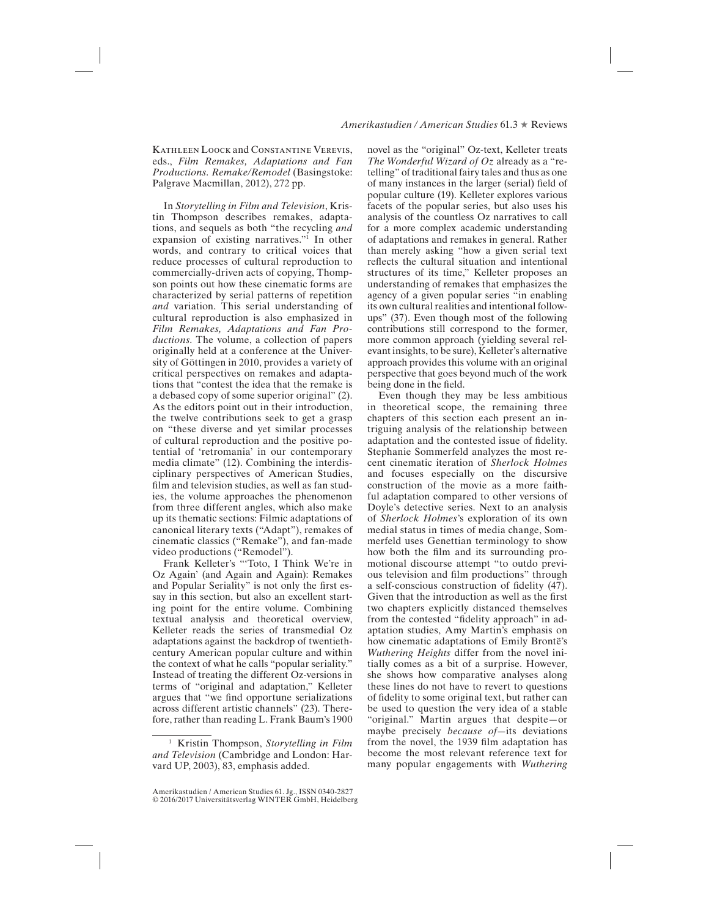Kathleen Loock and Constantine Verevis, eds., *Film Remakes, Adaptations and Fan Productions. Remake/Remodel* (Basingstoke: Palgrave Macmillan, 2012), 272 pp.

In *Storytelling in Film and Television*, Kristin Thompson describes remakes, adaptations, and sequels as both "the recycling *and* expansion of existing narratives."[1] In other words, and contrary to critical voices that reduce processes of cultural reproduction to commercially-driven acts of copying, Thompson points out how these cinematic forms are characterized by serial patterns of repetition *and* variation. This serial understanding of cultural reproduction is also emphasized in *Film Remakes, Adaptations and Fan Productions*. The volume, a collection of papers originally held at a conference at the University of Göttingen in 2010, provides a variety of critical perspectives on remakes and adaptations that "contest the idea that the remake is a debased copy of some superior original" (2). As the editors point out in their introduction, the twelve contributions seek to get a grasp on "these diverse and yet similar processes of cultural reproduction and the positive potential of 'retromania' in our contemporary media climate" (12). Combining the interdisciplinary perspectives of American Studies, film and television studies, as well as fan studies, the volume approaches the phenomenon from three different angles, which also make up its thematic sections: Filmic adaptations of canonical literary texts ("Adapt"), remakes of cinematic classics ("Remake"), and fan-made video productions ("Remodel").

Frank Kelleter's "'Toto, I Think We're in Oz Again' (and Again and Again): Remakes and Popular Seriality" is not only the first essay in this section, but also an excellent starting point for the entire volume. Combining textual analysis and theoretical overview, Kelleter reads the series of transmedial Oz adaptations against the backdrop of twentieth-century American popular culture and within the context of what he calls "popular seriality." Instead of treating the different Oz-versions in terms of "original and adaptation," Kelleter argues that "we find opportune serializations across different artistic channels" (23). Therefore, rather than reading L. Frank Baum's 1900 novel as the "original" Oz-text, Kelleter treats *The Wonderful Wizard of Oz* already as a "retelling" of traditional fairy tales and thus as one of many instances in the larger (serial) field of popular culture (19). Kelleter explores various facets of the popular series, but also uses his analysis of the countless Oz narratives to call for a more complex academic understanding of adaptations and remakes in general. Rather than merely asking "how a given serial text reflects the cultural situation and intentional structures of its time," Kelleter proposes an understanding of remakes that emphasizes the agency of a given popular series "in enabling its own cultural realities and intentional follow-ups" (37). Even though most of the following contributions still correspond to the former, more common approach (yielding several relevant insights, to be sure), Kelleter's alternative approach provides this volume with an original perspective that goes beyond much of the work being done in the field.

Even though they may be less ambitious in theoretical scope, the remaining three chapters of this section each present an intriguing analysis of the relationship between adaptation and the contested issue of fidelity. Stephanie Sommerfeld analyzes the most recent cinematic iteration of *Sherlock Holmes* and focuses especially on the discursive construction of the movie as a more faithful adaptation compared to other versions of Doyle's detective series. Next to an analysis of *Sherlock Holmes*'s exploration of its own medial status in times of media change, Sommerfeld uses Genettian terminology to show how both the film and its surrounding promotional discourse attempt "to outdo previous television and film productions" through a self-conscious construction of fidelity (47). Given that the introduction as well as the first two chapters explicitly distanced themselves from the contested "fidelity approach" in adaptation studies, Amy Martin's emphasis on how cinematic adaptations of Emily Brontë's *Wuthering Heights* differ from the novel initially comes as a bit of a surprise. However, she shows how comparative analyses along these lines do not have to revert to questions of fidelity to some original text, but rather can be used to question the very idea of a stable "original." Martin argues that despite—or maybe precisely *because of*—its deviations from the novel, the 1939 film adaptation has become the most relevant reference text for many popular engagements with *Wuthering*

[1] Kristin Thompson, *Storytelling in Film and Television* (Cambridge and London: Harvard UP, 2003), 83, emphasis added.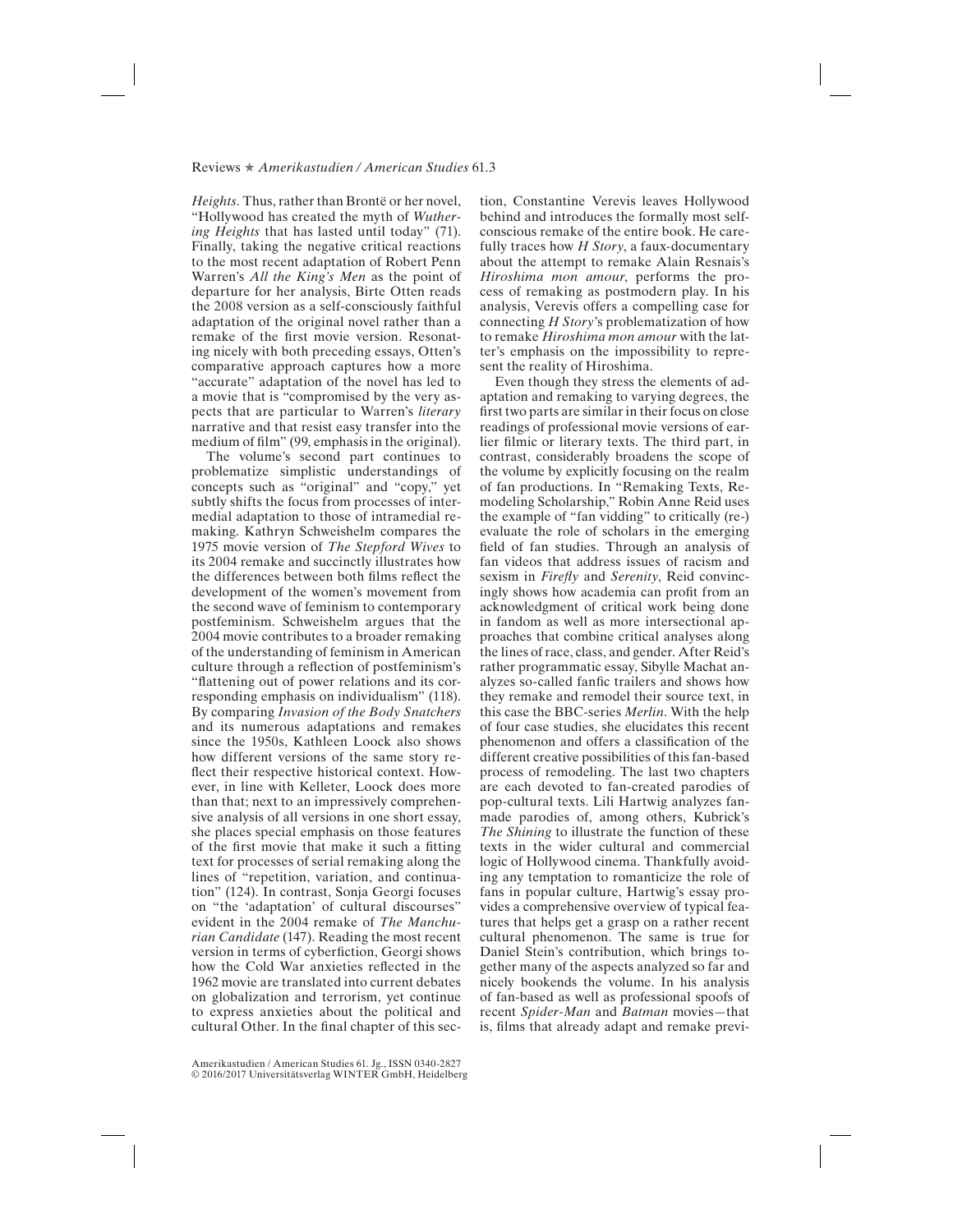*Heights*. Thus, rather than Brontë or her novel, "Hollywood has created the myth of *Wuthering Heights* that has lasted until today" (71). Finally, taking the negative critical reactions to the most recent adaptation of Robert Penn Warren's *All the King's Men* as the point of departure for her analysis, Birte Otten reads the 2008 version as a self-consciously faithful adaptation of the original novel rather than a remake of the first movie version. Resonating nicely with both preceding essays, Otten's comparative approach captures how a more "accurate" adaptation of the novel has led to a movie that is "compromised by the very aspects that are particular to Warren's *literary* narrative and that resist easy transfer into the medium of film" (99, emphasis in the original).

The volume's second part continues to problematize simplistic understandings of concepts such as "original" and "copy," yet subtly shifts the focus from processes of intermedial adaptation to those of intramedial remaking. Kathryn Schweishelm compares the 1975 movie version of *The Stepford Wives* to its 2004 remake and succinctly illustrates how the differences between both films reflect the development of the women's movement from the second wave of feminism to contemporary postfeminism. Schweishelm argues that the 2004 movie contributes to a broader remaking of the understanding of feminism in American culture through a reflection of postfeminism's "flattening out of power relations and its corresponding emphasis on individualism" (118). By comparing *Invasion of the Body Snatchers* and its numerous adaptations and remakes since the 1950s, Kathleen Loock also shows how different versions of the same story reflect their respective historical context. However, in line with Kelleter, Loock does more than that; next to an impressively comprehensive analysis of all versions in one short essay, she places special emphasis on those features of the first movie that make it such a fitting text for processes of serial remaking along the lines of "repetition, variation, and continuation" (124). In contrast, Sonja Georgi focuses on "the 'adaptation' of cultural discourses" evident in the 2004 remake of *The Manchurian Candidate* (147). Reading the most recent version in terms of cyberfiction, Georgi shows how the Cold War anxieties reflected in the 1962 movie are translated into current debates on globalization and terrorism, yet continue to express anxieties about the political and cultural Other. In the final chapter of this section, Constantine Verevis leaves Hollywood behind and introduces the formally most self-conscious remake of the entire book. He carefully traces how *H Story*, a faux-documentary about the attempt to remake Alain Resnais's *Hiroshima mon amour*, performs the process of remaking as postmodern play. In his analysis, Verevis offers a compelling case for connecting *H Story*'s problematization of how to remake *Hiroshima mon amour* with the latter's emphasis on the impossibility to represent the reality of Hiroshima.

Even though they stress the elements of adaptation and remaking to varying degrees, the first two parts are similar in their focus on close readings of professional movie versions of earlier filmic or literary texts. The third part, in contrast, considerably broadens the scope of the volume by explicitly focusing on the realm of fan productions. In "Remaking Texts, Remodeling Scholarship," Robin Anne Reid uses the example of "fan vidding" to critically (re-)evaluate the role of scholars in the emerging field of fan studies. Through an analysis of fan videos that address issues of racism and sexism in *Firefly* and *Serenity*, Reid convincingly shows how academia can profit from an acknowledgment of critical work being done in fandom as well as more intersectional approaches that combine critical analyses along the lines of race, class, and gender. After Reid's rather programmatic essay, Sibylle Machat analyzes so-called fanfic trailers and shows how they remake and remodel their source text, in this case the BBC-series *Merlin*. With the help of four case studies, she elucidates this recent phenomenon and offers a classification of the different creative possibilities of this fan-based process of remodeling. The last two chapters are each devoted to fan-created parodies of pop-cultural texts. Lili Hartwig analyzes fan-made parodies of, among others, Kubrick's *The Shining* to illustrate the function of these texts in the wider cultural and commercial logic of Hollywood cinema. Thankfully avoiding any temptation to romanticize the role of fans in popular culture, Hartwig's essay provides a comprehensive overview of typical features that helps get a grasp on a rather recent cultural phenomenon. The same is true for Daniel Stein's contribution, which brings together many of the aspects analyzed so far and nicely bookends the volume. In his analysis of fan-based as well as professional spoofs of recent *Spider-Man* and *Batman* movies—that is, films that already adapt and remake previ-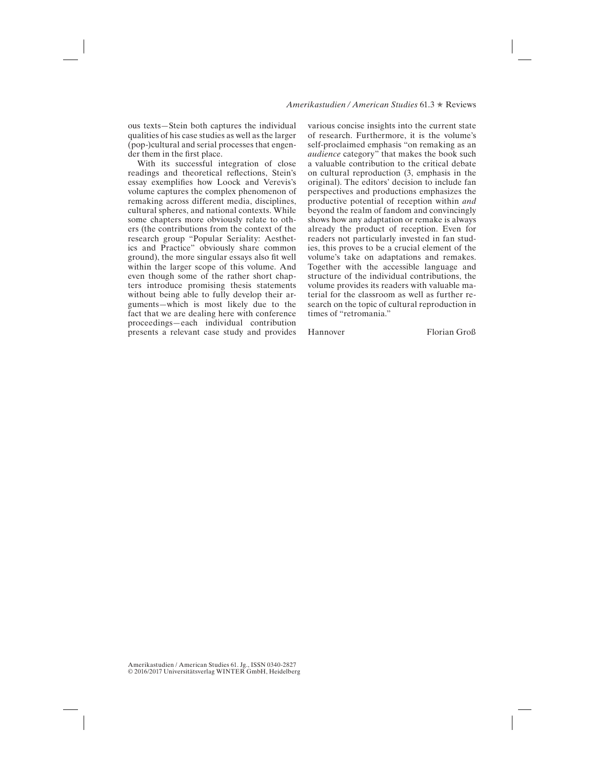ous texts—Stein both captures the individual qualities of his case studies as well as the larger (pop-)cultural and serial processes that engender them in the first place.

With its successful integration of close readings and theoretical reflections, Stein's essay exemplifies how Loock and Verevis's volume captures the complex phenomenon of remaking across different media, disciplines, cultural spheres, and national contexts. While some chapters more obviously relate to others (the contributions from the context of the research group "Popular Seriality: Aesthetics and Practice" obviously share common ground), the more singular essays also fit well within the larger scope of this volume. And even though some of the rather short chapters introduce promising thesis statements without being able to fully develop their arguments—which is most likely due to the fact that we are dealing here with conference proceedings—each individual contribution presents a relevant case study and provides various concise insights into the current state of research. Furthermore, it is the volume's self-proclaimed emphasis "on remaking as an *audience* category" that makes the book such a valuable contribution to the critical debate on cultural reproduction (3, emphasis in the original). The editors' decision to include fan perspectives and productions emphasizes the productive potential of reception within *and* beyond the realm of fandom and convincingly shows how any adaptation or remake is always already the product of reception. Even for readers not particularly invested in fan studies, this proves to be a crucial element of the volume's take on adaptations and remakes. Together with the accessible language and structure of the individual contributions, the volume provides its readers with valuable material for the classroom as well as further research on the topic of cultural reproduction in times of "retromania."

Hannover — Florian Groß